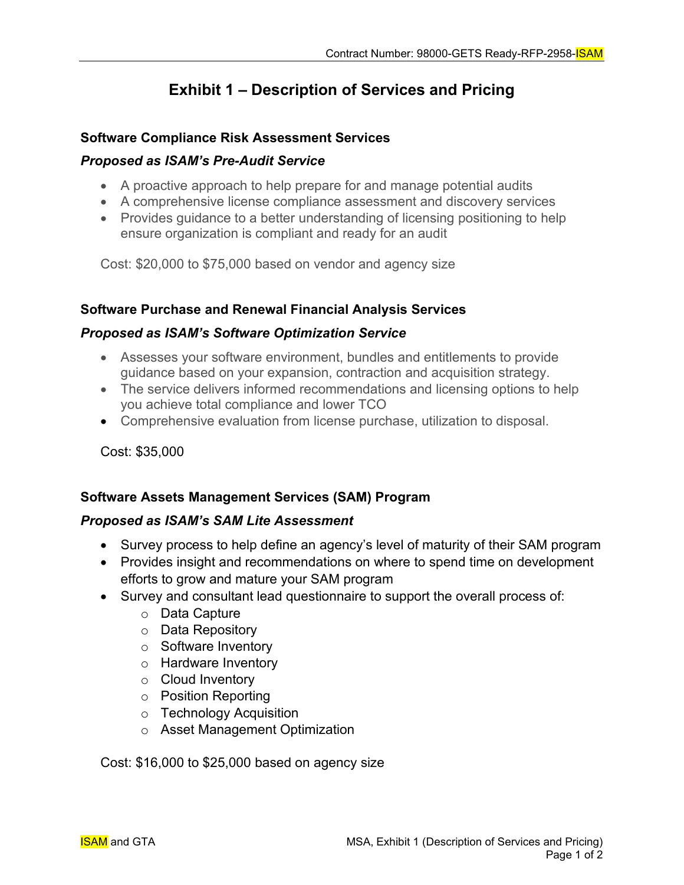# Exhibit 1 – Description of Services and Pricing

### Software Compliance Risk Assessment Services

#### *Proposed as ISAM's Pre-Audit Service*

- A proactive approach to help prepare for and manage potential audits
- A comprehensive license compliance assessment and discovery services
- Provides guidance to a better understanding of licensing positioning to help ensure organization is compliant and ready for an audit

Cost: $20,000 to $75,000 based on vendor and agency size

### Software Purchase and Renewal Financial Analysis Services

#### *Proposed as ISAM's Software Optimization Service*

- Assesses your software environment, bundles and entitlements to provide guidance based on your expansion, contraction and acquisition strategy.
- The service delivers informed recommendations and licensing options to help you achieve total compliance and lower TCO
- Comprehensive evaluation from license purchase, utilization to disposal.

Cost: $35,000

### Software Assets Management Services (SAM) Program

#### *Proposed as ISAM's SAM Lite Assessment*

- Survey process to help define an agency's level of maturity of their SAM program
- Provides insight and recommendations on where to spend time on development efforts to grow and mature your SAM program
- Survey and consultant lead questionnaire to support the overall process of:
  - Data Capture
  - Data Repository
  - Software Inventory
  - Hardware Inventory
  - Cloud Inventory
  - Position Reporting
  - Technology Acquisition
  - Asset Management Optimization

Cost: $16,000 to $25,000 based on agency size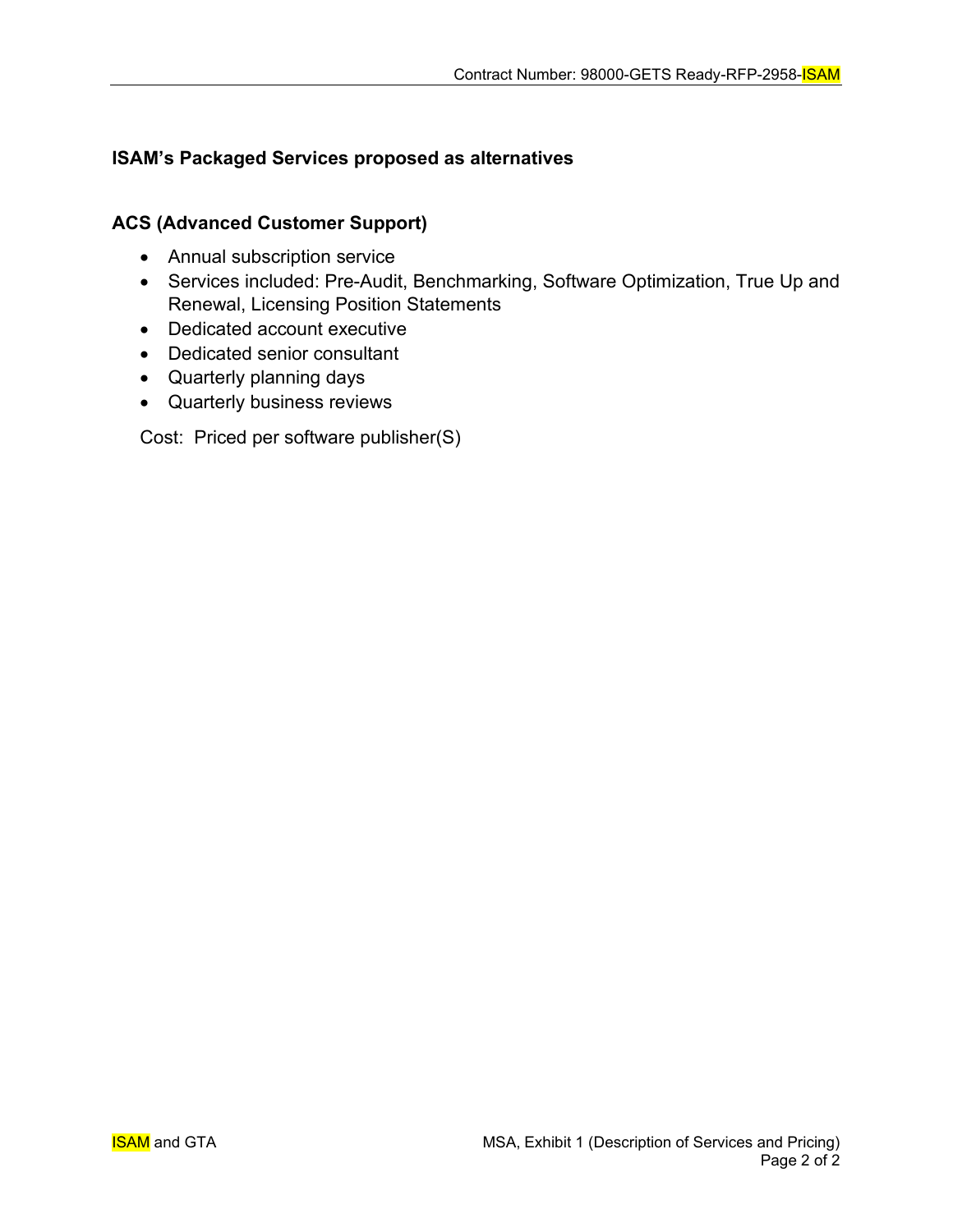**ISAM's Packaged Services proposed as alternatives**

**ACS (Advanced Customer Support)**

- Annual subscription service
- Services included: Pre-Audit, Benchmarking, Software Optimization, True Up and Renewal, Licensing Position Statements
- Dedicated account executive
- Dedicated senior consultant
- Quarterly planning days
- Quarterly business reviews

Cost: Priced per software publisher(S)